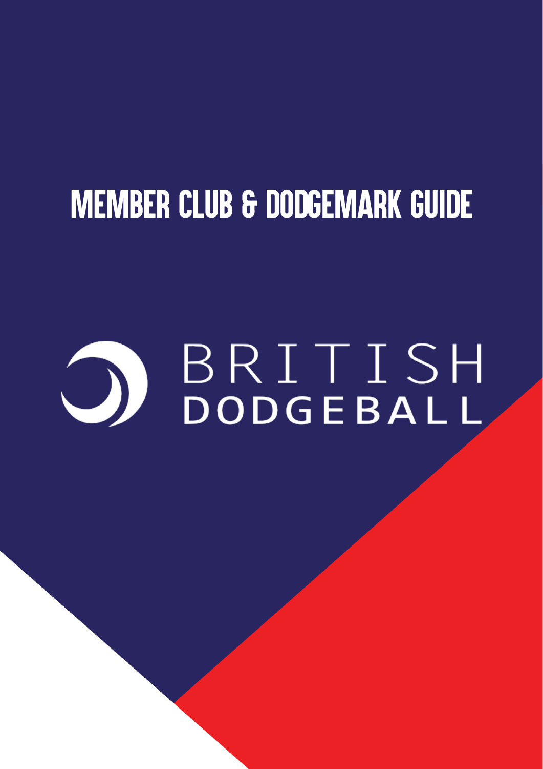# MEMBER CLUB & DODGEMARK GUIDE

BRITISH DODGEBALL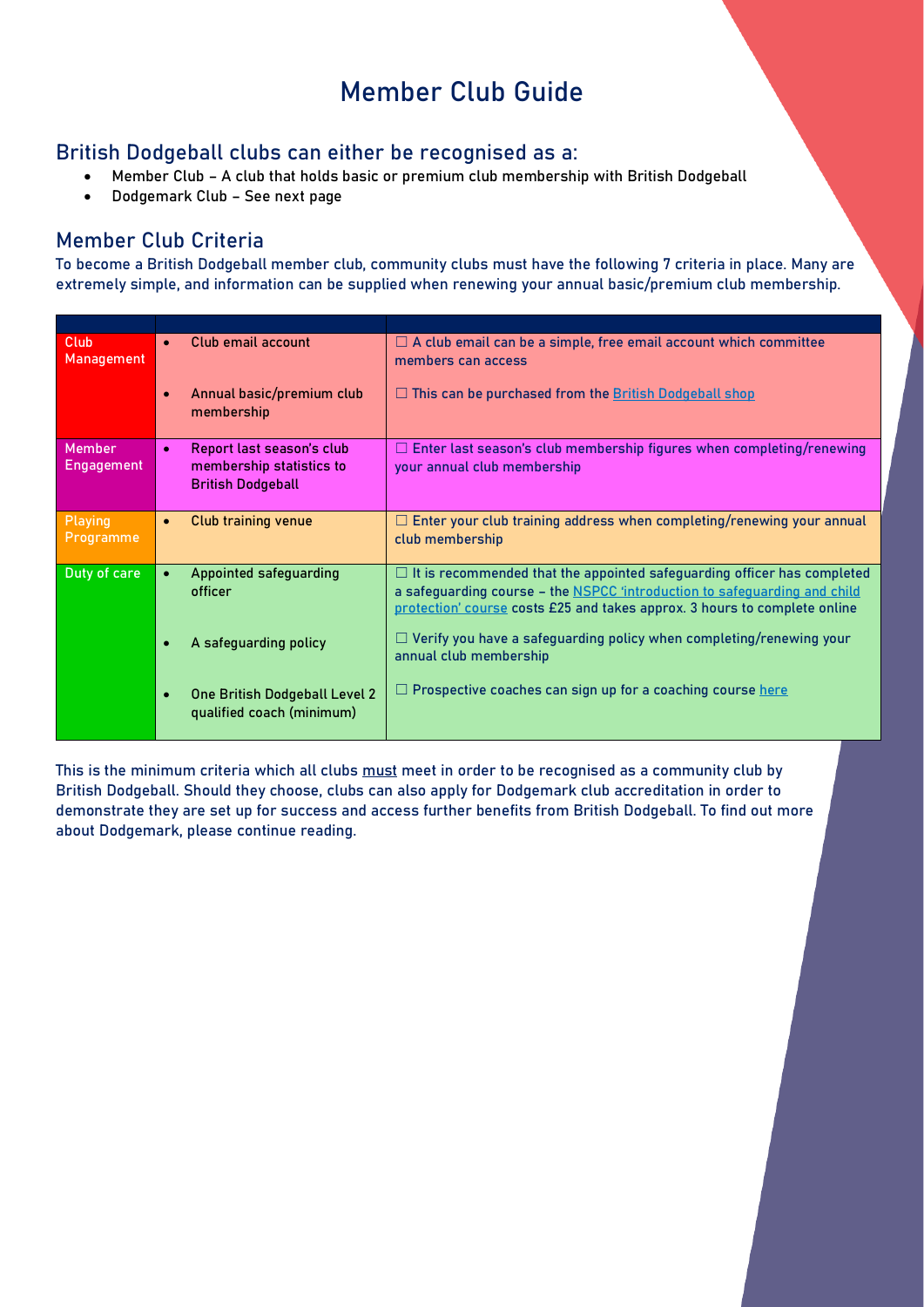# Member Club Guide

## British Dodgeball clubs can either be recognised as a:

- Member Club – A club that holds basic or premium club membership with British Dodgeball
- Dodgemark Club – See next page

## Member Club Criteria

To become a British Dodgeball member club, community clubs must have the following 7 criteria in place. Many are extremely simple, and information can be supplied when renewing your annual basic/premium club membership.

| | | |
|---|---|---|
| Club Management | • Club email account | ☐ A club email can be a simple, free email account which committee members can access |
| | • Annual basic/premium club membership | ☐ This can be purchased from the British Dodgeball shop |
| Member Engagement | • Report last season's club membership statistics to British Dodgeball | ☐ Enter last season's club membership figures when completing/renewing your annual club membership |
| Playing Programme | • Club training venue | ☐ Enter your club training address when completing/renewing your annual club membership |
| Duty of care | • Appointed safeguarding officer | ☐ It is recommended that the appointed safeguarding officer has completed a safeguarding course – the NSPCC 'introduction to safeguarding and child protection' course costs £25 and takes approx. 3 hours to complete online |
| | • A safeguarding policy | ☐ Verify you have a safeguarding policy when completing/renewing your annual club membership |
| | • One British Dodgeball Level 2 qualified coach (minimum) | ☐ Prospective coaches can sign up for a coaching course here |

This is the minimum criteria which all clubs must meet in order to be recognised as a community club by British Dodgeball. Should they choose, clubs can also apply for Dodgemark club accreditation in order to demonstrate they are set up for success and access further benefits from British Dodgeball. To find out more about Dodgemark, please continue reading.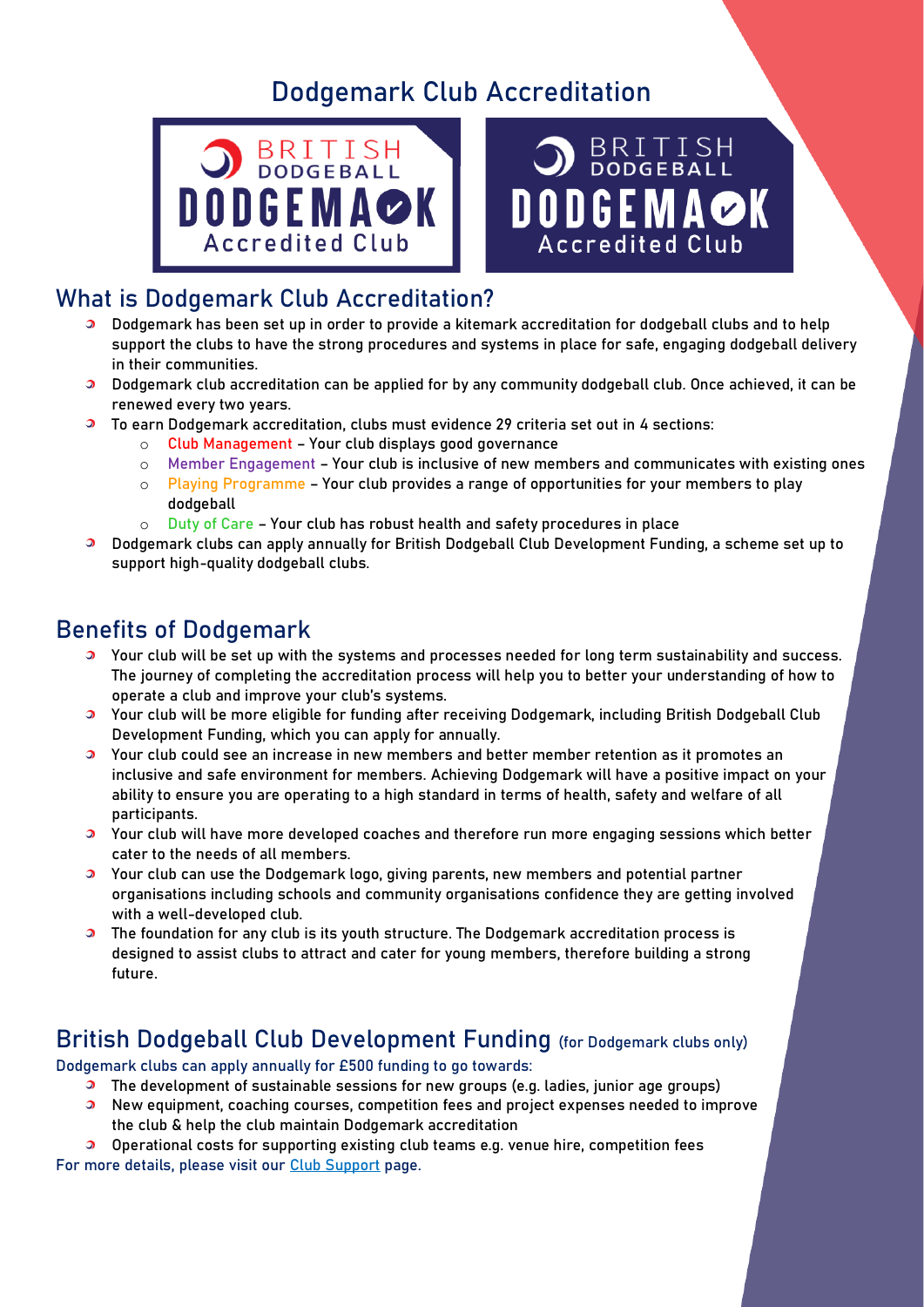# Dodgemark Club Accreditation

## What is Dodgemark Club Accreditation?

- Dodgemark has been set up in order to provide a kitemark accreditation for dodgeball clubs and to help support the clubs to have the strong procedures and systems in place for safe, engaging dodgeball delivery in their communities.
- Dodgemark club accreditation can be applied for by any community dodgeball club. Once achieved, it can be renewed every two years.
- To earn Dodgemark accreditation, clubs must evidence 29 criteria set out in 4 sections:
  - Club Management – Your club displays good governance
  - Member Engagement – Your club is inclusive of new members and communicates with existing ones
  - Playing Programme – Your club provides a range of opportunities for your members to play dodgeball
  - Duty of Care – Your club has robust health and safety procedures in place
- Dodgemark clubs can apply annually for British Dodgeball Club Development Funding, a scheme set up to support high-quality dodgeball clubs.

## Benefits of Dodgemark

- Your club will be set up with the systems and processes needed for long term sustainability and success. The journey of completing the accreditation process will help you to better your understanding of how to operate a club and improve your club's systems.
- Your club will be more eligible for funding after receiving Dodgemark, including British Dodgeball Club Development Funding, which you can apply for annually.
- Your club could see an increase in new members and better member retention as it promotes an inclusive and safe environment for members. Achieving Dodgemark will have a positive impact on your ability to ensure you are operating to a high standard in terms of health, safety and welfare of all participants.
- Your club will have more developed coaches and therefore run more engaging sessions which better cater to the needs of all members.
- Your club can use the Dodgemark logo, giving parents, new members and potential partner organisations including schools and community organisations confidence they are getting involved with a well-developed club.
- The foundation for any club is its youth structure. The Dodgemark accreditation process is designed to assist clubs to attract and cater for young members, therefore building a strong future.

## British Dodgeball Club Development Funding (for Dodgemark clubs only)

Dodgemark clubs can apply annually for £500 funding to go towards:

- The development of sustainable sessions for new groups (e.g. ladies, junior age groups)
- New equipment, coaching courses, competition fees and project expenses needed to improve the club & help the club maintain Dodgemark accreditation
- Operational costs for supporting existing club teams e.g. venue hire, competition fees

For more details, please visit our Club Support page.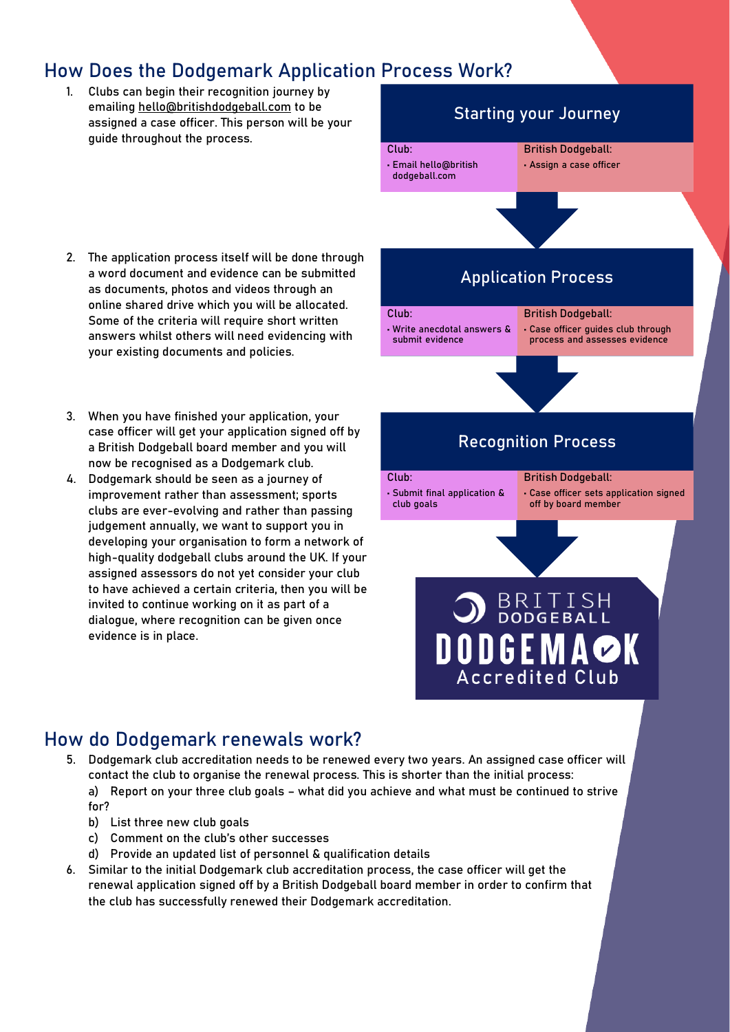## How Does the Dodgemark Application Process Work?

1. Clubs can begin their recognition journey by emailing hello@britishdodgeball.com to be assigned a case officer. This person will be your guide throughout the process.

### Starting your Journey

| Club: | British Dodgeball: |
|---|---|
| • Email hello@britishdodgeball.com | • Assign a case officer |

2. The application process itself will be done through a word document and evidence can be submitted as documents, photos and videos through an online shared drive which you will be allocated. Some of the criteria will require short written answers whilst others will need evidencing with your existing documents and policies.

### Application Process

| Club: | British Dodgeball: |
|---|---|
| • Write anecdotal answers & submit evidence | • Case officer guides club through process and assesses evidence |

3. When you have finished your application, your case officer will get your application signed off by a British Dodgeball board member and you will now be recognised as a Dodgemark club.
4. Dodgemark should be seen as a journey of improvement rather than assessment; sports clubs are ever-evolving and rather than passing judgement annually, we want to support you in developing your organisation to form a network of high-quality dodgeball clubs around the UK. If your assigned assessors do not yet consider your club to have achieved a certain criteria, then you will be invited to continue working on it as part of a dialogue, where recognition can be given once evidence is in place.

### Recognition Process

| Club: | British Dodgeball: |
|---|---|
| • Submit final application & club goals | • Case officer sets application signed off by board member |

BRITISH DODGEBALL DODGEMARK Accredited Club

## How do Dodgemark renewals work?

5. Dodgemark club accreditation needs to be renewed every two years. An assigned case officer will contact the club to organise the renewal process. This is shorter than the initial process:
   a) Report on your three club goals – what did you achieve and what must be continued to strive for?
   b) List three new club goals
   c) Comment on the club's other successes
   d) Provide an updated list of personnel & qualification details
6. Similar to the initial Dodgemark club accreditation process, the case officer will get the renewal application signed off by a British Dodgeball board member in order to confirm that the club has successfully renewed their Dodgemark accreditation.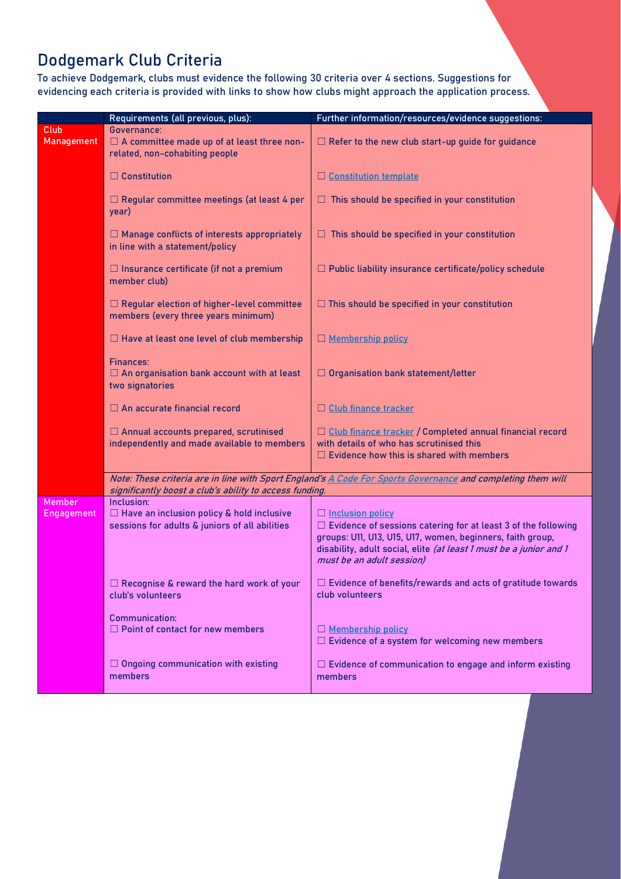# Dodgemark Club Criteria

To achieve Dodgemark, clubs must evidence the following 30 criteria over 4 sections. Suggestions for evidencing each criteria is provided with links to show how clubs might approach the application process.

| | Requirements (all previous, plus): | Further information/resources/evidence suggestions: |
|---|---|---|
| Club Management | Governance:<br>☐ A committee made up of at least three non-related, non-cohabiting people | ☐ Refer to the new club start-up guide for guidance |
| | ☐ Constitution | ☐ Constitution template |
| | ☐ Regular committee meetings (at least 4 per year) | ☐ This should be specified in your constitution |
| | ☐ Manage conflicts of interests appropriately in line with a statement/policy | ☐ This should be specified in your constitution |
| | ☐ Insurance certificate (if not a premium member club) | ☐ Public liability insurance certificate/policy schedule |
| | ☐ Regular election of higher-level committee members (every three years minimum) | ☐ This should be specified in your constitution |
| | ☐ Have at least one level of club membership | ☐ Membership policy |
| | Finances:<br>☐ An organisation bank account with at least two signatories | ☐ Organisation bank statement/letter |
| | ☐ An accurate financial record | ☐ Club finance tracker |
| | ☐ Annual accounts prepared, scrutinised independently and made available to members | ☐ Club finance tracker / Completed annual financial record with details of who has scrutinised this<br>☐ Evidence how this is shared with members |
| | *Note: These criteria are in line with Sport England's A Code For Sports Governance and completing them will significantly boost a club's ability to access funding.* | |
| Member Engagement | Inclusion:<br>☐ Have an inclusion policy & hold inclusive sessions for adults & juniors of all abilities | ☐ Inclusion policy<br>☐ Evidence of sessions catering for at least 3 of the following groups: U11, U13, U15, U17, women, beginners, faith group, disability, adult social, elite *(at least 1 must be a junior and 1 must be an adult session)* |
| | ☐ Recognise & reward the hard work of your club's volunteers | ☐ Evidence of benefits/rewards and acts of gratitude towards club volunteers |
| | Communication:<br>☐ Point of contact for new members | ☐ Membership policy<br>☐ Evidence of a system for welcoming new members |
| | ☐ Ongoing communication with existing members | ☐ Evidence of communication to engage and inform existing members |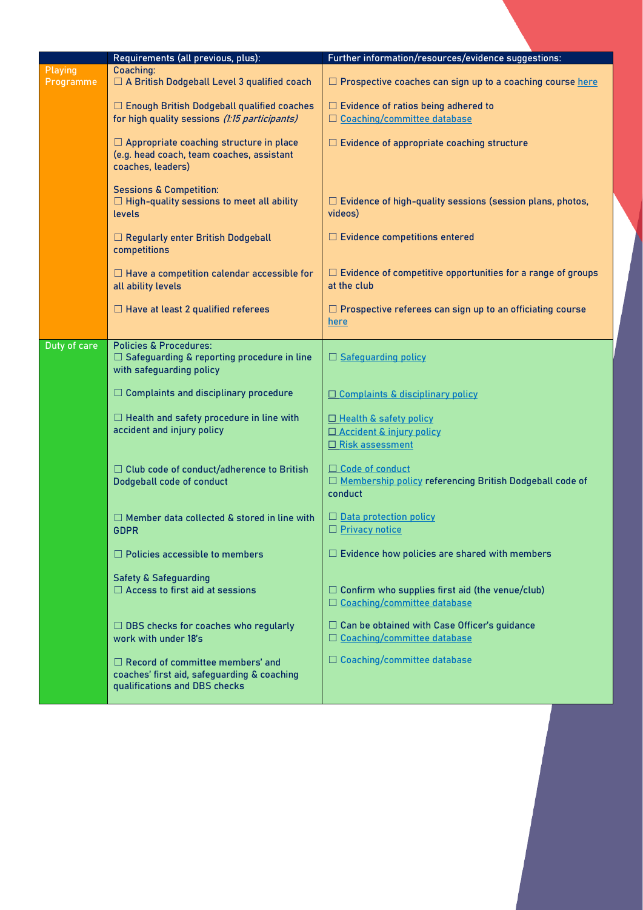| | Requirements (all previous, plus): | Further information/resources/evidence suggestions: |
|---|---|---|
| Playing Programme | Coaching:<br>☐ A British Dodgeball Level 3 qualified coach | ☐ Prospective coaches can sign up to a coaching course here |
| | ☐ Enough British Dodgeball qualified coaches for high quality sessions *(1:15 participants)* | ☐ Evidence of ratios being adhered to<br>☐ Coaching/committee database |
| | ☐ Appropriate coaching structure in place (e.g. head coach, team coaches, assistant coaches, leaders) | ☐ Evidence of appropriate coaching structure |
| | Sessions & Competition:<br>☐ High-quality sessions to meet all ability levels | ☐ Evidence of high-quality sessions (session plans, photos, videos) |
| | ☐ Regularly enter British Dodgeball competitions | ☐ Evidence competitions entered |
| | ☐ Have a competition calendar accessible for all ability levels | ☐ Evidence of competitive opportunities for a range of groups at the club |
| | ☐ Have at least 2 qualified referees | ☐ Prospective referees can sign up to an officiating course here |
| Duty of care | Policies & Procedures:<br>☐ Safeguarding & reporting procedure in line with safeguarding policy | ☐ Safeguarding policy |
| | ☐ Complaints and disciplinary procedure | ☐ Complaints & disciplinary policy |
| | ☐ Health and safety procedure in line with accident and injury policy | ☐ Health & safety policy<br>☐ Accident & injury policy<br>☐ Risk assessment |
| | ☐ Club code of conduct/adherence to British Dodgeball code of conduct | ☐ Code of conduct<br>☐ Membership policy referencing British Dodgeball code of conduct |
| | ☐ Member data collected & stored in line with GDPR | ☐ Data protection policy<br>☐ Privacy notice |
| | ☐ Policies accessible to members | ☐ Evidence how policies are shared with members |
| | Safety & Safeguarding<br>☐ Access to first aid at sessions | ☐ Confirm who supplies first aid (the venue/club)<br>☐ Coaching/committee database |
| | ☐ DBS checks for coaches who regularly work with under 18's | ☐ Can be obtained with Case Officer's guidance<br>☐ Coaching/committee database |
| | ☐ Record of committee members' and coaches' first aid, safeguarding & coaching qualifications and DBS checks | ☐ Coaching/committee database |